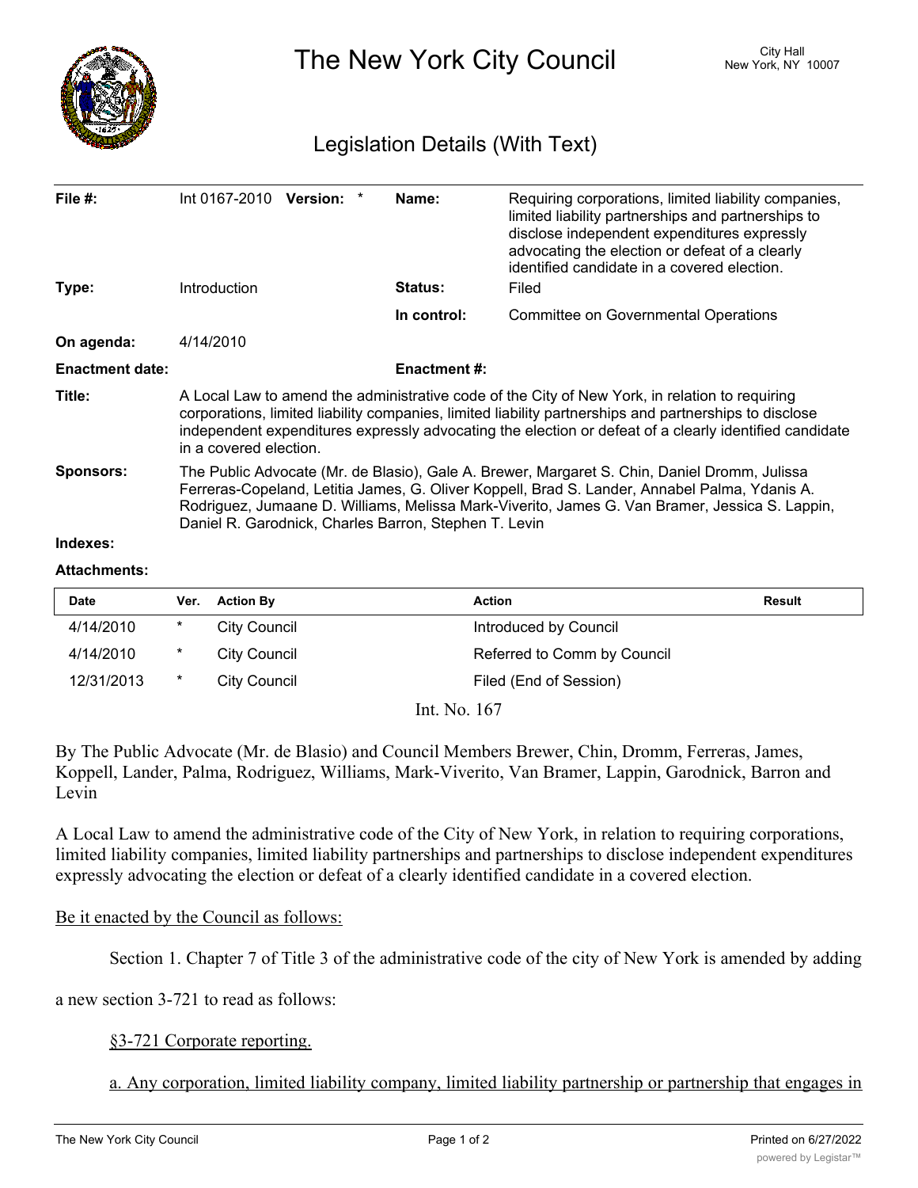# The New York City Council

City Hall
New York, NY 10007

## Legislation Details (With Text)

| | | | |
|---|---|---|---|
| **File #:** | Int 0167-2010 **Version:** * | **Name:** | Requiring corporations, limited liability companies, limited liability partnerships and partnerships to disclose independent expenditures expressly advocating the election or defeat of a clearly identified candidate in a covered election. |
| **Type:** | Introduction | **Status:** | Filed |
| | | **In control:** | Committee on Governmental Operations |
| **On agenda:** | 4/14/2010 | | |
| **Enactment date:** | | **Enactment #:** | |

**Title:** A Local Law to amend the administrative code of the City of New York, in relation to requiring corporations, limited liability companies, limited liability partnerships and partnerships to disclose independent expenditures expressly advocating the election or defeat of a clearly identified candidate in a covered election.

**Sponsors:** The Public Advocate (Mr. de Blasio), Gale A. Brewer, Margaret S. Chin, Daniel Dromm, Julissa Ferreras-Copeland, Letitia James, G. Oliver Koppell, Brad S. Lander, Annabel Palma, Ydanis A. Rodriguez, Jumaane D. Williams, Melissa Mark-Viverito, James G. Van Bramer, Jessica S. Lappin, Daniel R. Garodnick, Charles Barron, Stephen T. Levin

**Indexes:**

**Attachments:**

| Date | Ver. | Action By | Action | Result |
|---|---|---|---|---|
| 4/14/2010 | * | City Council | Introduced by Council | |
| 4/14/2010 | * | City Council | Referred to Comm by Council | |
| 12/31/2013 | * | City Council | Filed (End of Session) | |

Int. No. 167

By The Public Advocate (Mr. de Blasio) and Council Members Brewer, Chin, Dromm, Ferreras, James, Koppell, Lander, Palma, Rodriguez, Williams, Mark-Viverito, Van Bramer, Lappin, Garodnick, Barron and Levin

A Local Law to amend the administrative code of the City of New York, in relation to requiring corporations, limited liability companies, limited liability partnerships and partnerships to disclose independent expenditures expressly advocating the election or defeat of a clearly identified candidate in a covered election.

Be it enacted by the Council as follows:

Section 1. Chapter 7 of Title 3 of the administrative code of the city of New York is amended by adding a new section 3-721 to read as follows:

§3-721 Corporate reporting.

a. Any corporation, limited liability company, limited liability partnership or partnership that engages in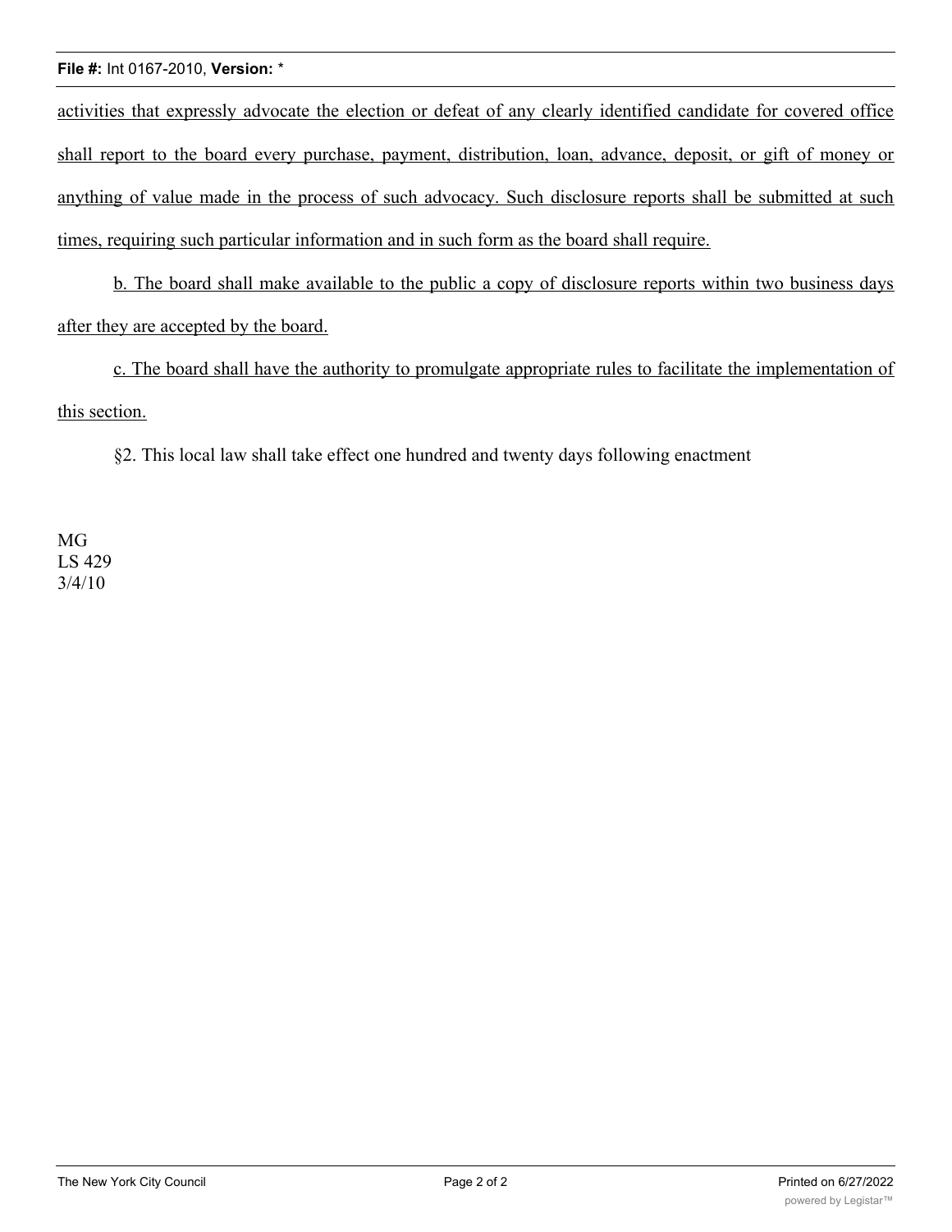activities that expressly advocate the election or defeat of any clearly identified candidate for covered office shall report to the board every purchase, payment, distribution, loan, advance, deposit, or gift of money or anything of value made in the process of such advocacy. Such disclosure reports shall be submitted at such times, requiring such particular information and in such form as the board shall require.

b. The board shall make available to the public a copy of disclosure reports within two business days after they are accepted by the board.

c. The board shall have the authority to promulgate appropriate rules to facilitate the implementation of this section.

§2. This local law shall take effect one hundred and twenty days following enactment

MG
LS 429
3/4/10